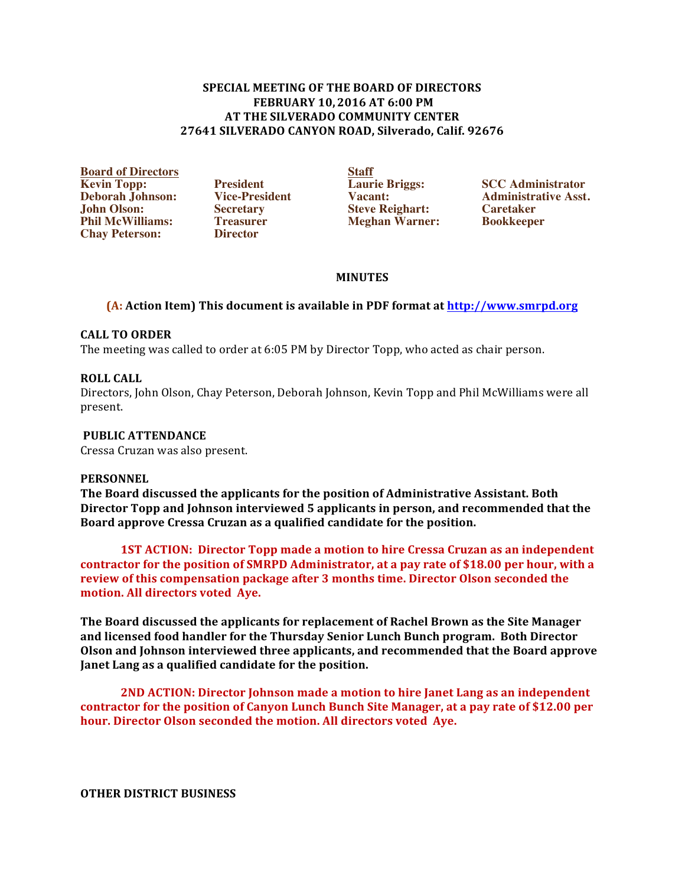# SPECIAL MEETING OF THE BOARD OF DIRECTORS
# FEBRUARY 10, 2016 AT 6:00 PM
# AT THE SILVERADO COMMUNITY CENTER
# 27641 SILVERADO CANYON ROAD, Silverado, Calif. 92676

| Board of Directors | | Staff | |
|---|---|---|---|
| **Kevin Topp:** | **President** | **Laurie Briggs:** | **SCC Administrator** |
| **Deborah Johnson:** | **Vice-President** | **Vacant:** | **Administrative Asst.** |
| **John Olson:** | **Secretary** | **Steve Reighart:** | **Caretaker** |
| **Phil McWilliams:** | **Treasurer** | **Meghan Warner:** | **Bookkeeper** |
| **Chay Peterson:** | **Director** | | |

## MINUTES

**(A: Action Item) This document is available in PDF format at http://www.smrpd.org**

**CALL TO ORDER**
The meeting was called to order at 6:05 PM by Director Topp, who acted as chair person.

**ROLL CALL**
Directors, John Olson, Chay Peterson, Deborah Johnson, Kevin Topp and Phil McWilliams were all present.

**PUBLIC ATTENDANCE**
Cressa Cruzan was also present.

**PERSONNEL**
**The Board discussed the applicants for the position of Administrative Assistant. Both Director Topp and Johnson interviewed 5 applicants in person, and recommended that the Board approve Cressa Cruzan as a qualified candidate for the position.**

**1ST ACTION: Director Topp made a motion to hire Cressa Cruzan as an independent contractor for the position of SMRPD Administrator, at a pay rate of $18.00 per hour, with a review of this compensation package after 3 months time. Director Olson seconded the motion. All directors voted Aye.**

**The Board discussed the applicants for replacement of Rachel Brown as the Site Manager and licensed food handler for the Thursday Senior Lunch Bunch program. Both Director Olson and Johnson interviewed three applicants, and recommended that the Board approve Janet Lang as a qualified candidate for the position.**

**2ND ACTION: Director Johnson made a motion to hire Janet Lang as an independent contractor for the position of Canyon Lunch Bunch Site Manager, at a pay rate of $12.00 per hour. Director Olson seconded the motion. All directors voted Aye.**

**OTHER DISTRICT BUSINESS**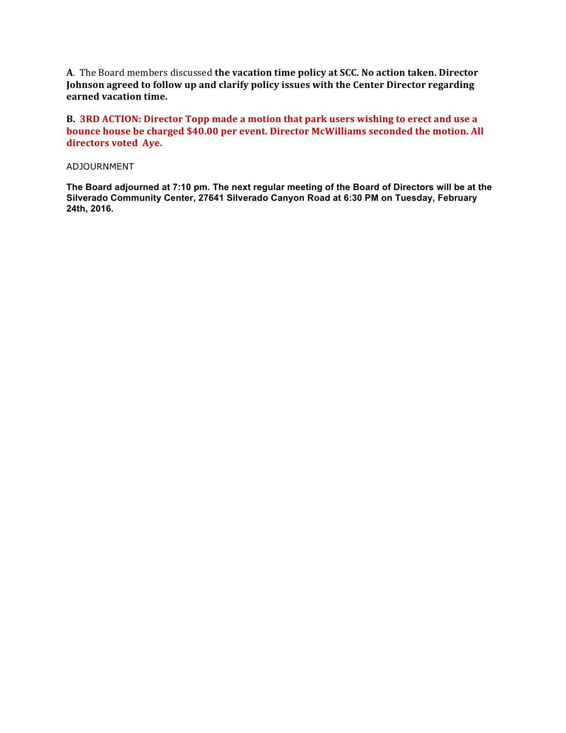**A**. The Board members discussed **the vacation time policy at SCC. No action taken. Director Johnson agreed to follow up and clarify policy issues with the Center Director regarding earned vacation time.**

**B. 3RD ACTION: Director Topp made a motion that park users wishing to erect and use a bounce house be charged $40.00 per event. Director McWilliams seconded the motion. All directors voted Aye.**

ADJOURNMENT

**The Board adjourned at 7:10 pm. The next regular meeting of the Board of Directors will be at the Silverado Community Center, 27641 Silverado Canyon Road at 6:30 PM on Tuesday, February 24th, 2016.**